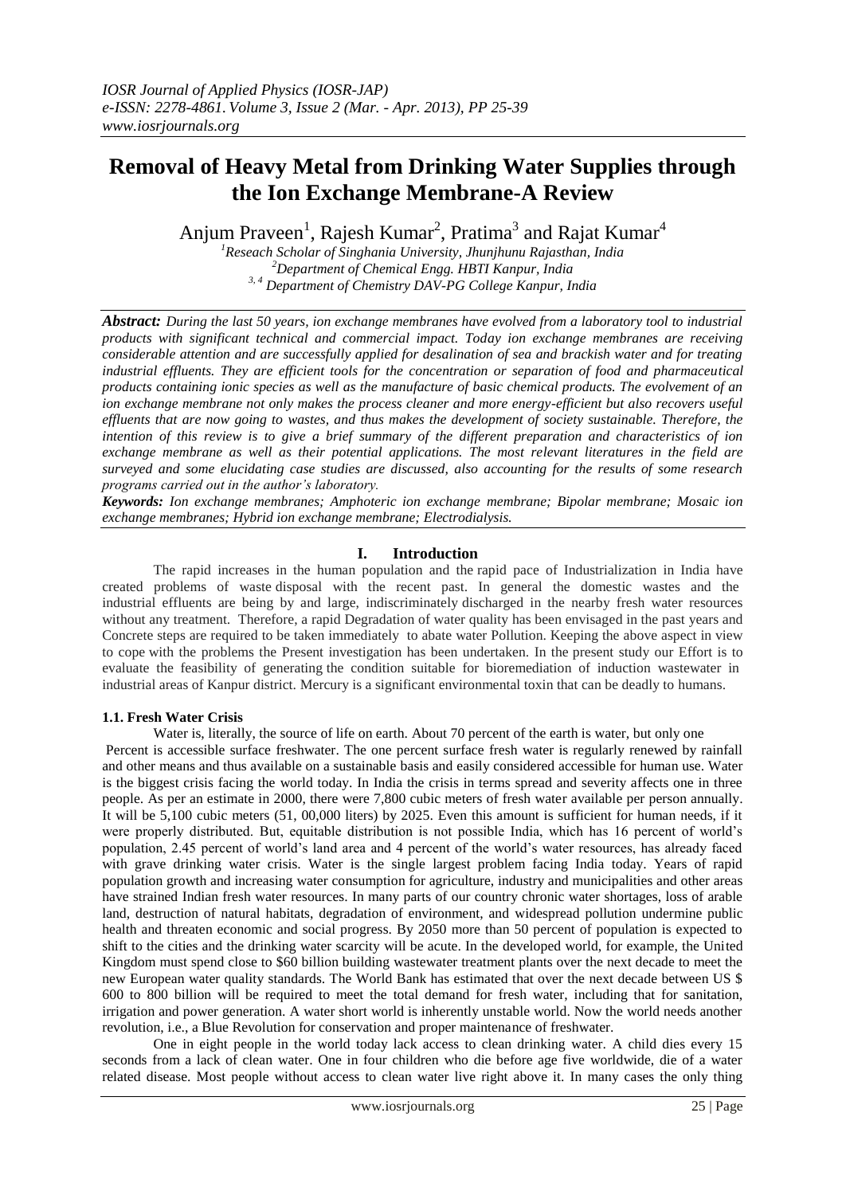# Removal of Heavy Metal from Drinking Water Supplies through the Ion Exchange Membrane-A Review

Anjum Praveen[1], Rajesh Kumar[2], Pratima[3] and Rajat Kumar[4]

[1]Reseach Scholar of Singhania University, Jhunjhunu Rajasthan, India
[2]Department of Chemical Engg. HBTI Kanpur, India
[3, 4] Department of Chemistry DAV-PG College Kanpur, India

***Abstract:*** *During the last 50 years, ion exchange membranes have evolved from a laboratory tool to industrial products with significant technical and commercial impact. Today ion exchange membranes are receiving considerable attention and are successfully applied for desalination of sea and brackish water and for treating industrial effluents. They are efficient tools for the concentration or separation of food and pharmaceutical products containing ionic species as well as the manufacture of basic chemical products. The evolvement of an ion exchange membrane not only makes the process cleaner and more energy-efficient but also recovers useful effluents that are now going to wastes, and thus makes the development of society sustainable. Therefore, the intention of this review is to give a brief summary of the different preparation and characteristics of ion exchange membrane as well as their potential applications. The most relevant literatures in the field are surveyed and some elucidating case studies are discussed, also accounting for the results of some research programs carried out in the author's laboratory.*

***Keywords:*** *Ion exchange membranes; Amphoteric ion exchange membrane; Bipolar membrane; Mosaic ion exchange membranes; Hybrid ion exchange membrane; Electrodialysis.*

## I. Introduction

The rapid increases in the human population and the rapid pace of Industrialization in India have created problems of waste disposal with the recent past. In general the domestic wastes and the industrial effluents are being by and large, indiscriminately discharged in the nearby fresh water resources without any treatment. Therefore, a rapid Degradation of water quality has been envisaged in the past years and Concrete steps are required to be taken immediately to abate water Pollution. Keeping the above aspect in view to cope with the problems the Present investigation has been undertaken. In the present study our Effort is to evaluate the feasibility of generating the condition suitable for bioremediation of induction wastewater in industrial areas of Kanpur district. Mercury is a significant environmental toxin that can be deadly to humans.

### 1.1. Fresh Water Crisis

Water is, literally, the source of life on earth. About 70 percent of the earth is water, but only one Percent is accessible surface freshwater. The one percent surface fresh water is regularly renewed by rainfall and other means and thus available on a sustainable basis and easily considered accessible for human use. Water is the biggest crisis facing the world today. In India the crisis in terms spread and severity affects one in three people. As per an estimate in 2000, there were 7,800 cubic meters of fresh water available per person annually. It will be 5,100 cubic meters (51, 00,000 liters) by 2025. Even this amount is sufficient for human needs, if it were properly distributed. But, equitable distribution is not possible India, which has 16 percent of world's population, 2.45 percent of world's land area and 4 percent of the world's water resources, has already faced with grave drinking water crisis. Water is the single largest problem facing India today. Years of rapid population growth and increasing water consumption for agriculture, industry and municipalities and other areas have strained Indian fresh water resources. In many parts of our country chronic water shortages, loss of arable land, destruction of natural habitats, degradation of environment, and widespread pollution undermine public health and threaten economic and social progress. By 2050 more than 50 percent of population is expected to shift to the cities and the drinking water scarcity will be acute. In the developed world, for example, the United Kingdom must spend close to $60 billion building wastewater treatment plants over the next decade to meet the new European water quality standards. The World Bank has estimated that over the next decade between US $ 600 to 800 billion will be required to meet the total demand for fresh water, including that for sanitation, irrigation and power generation. A water short world is inherently unstable world. Now the world needs another revolution, i.e., a Blue Revolution for conservation and proper maintenance of freshwater.

One in eight people in the world today lack access to clean drinking water. A child dies every 15 seconds from a lack of clean water. One in four children who die before age five worldwide, die of a water related disease. Most people without access to clean water live right above it. In many cases the only thing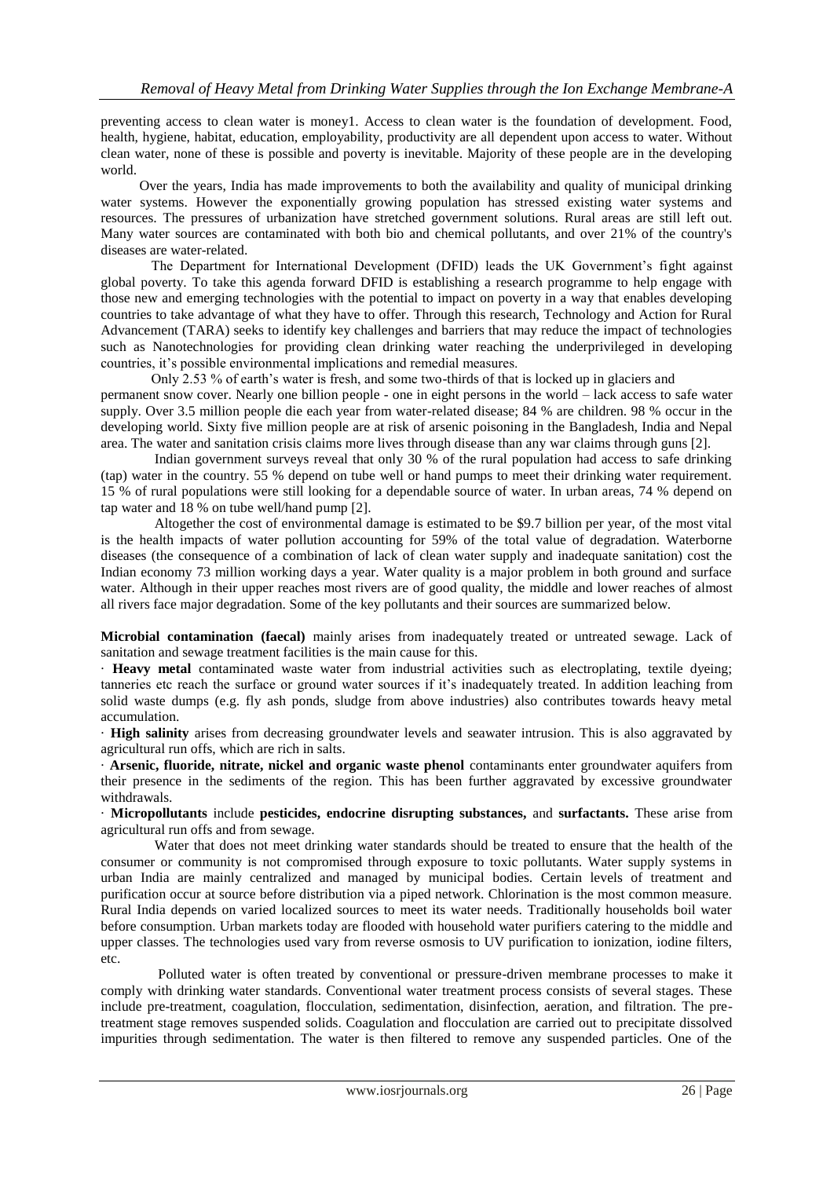preventing access to clean water is money1. Access to clean water is the foundation of development. Food, health, hygiene, habitat, education, employability, productivity are all dependent upon access to water. Without clean water, none of these is possible and poverty is inevitable. Majority of these people are in the developing world.

Over the years, India has made improvements to both the availability and quality of municipal drinking water systems. However the exponentially growing population has stressed existing water systems and resources. The pressures of urbanization have stretched government solutions. Rural areas are still left out. Many water sources are contaminated with both bio and chemical pollutants, and over 21% of the country's diseases are water-related.

The Department for International Development (DFID) leads the UK Government's fight against global poverty. To take this agenda forward DFID is establishing a research programme to help engage with those new and emerging technologies with the potential to impact on poverty in a way that enables developing countries to take advantage of what they have to offer. Through this research, Technology and Action for Rural Advancement (TARA) seeks to identify key challenges and barriers that may reduce the impact of technologies such as Nanotechnologies for providing clean drinking water reaching the underprivileged in developing countries, it's possible environmental implications and remedial measures.

Only 2.53 % of earth's water is fresh, and some two-thirds of that is locked up in glaciers and permanent snow cover. Nearly one billion people - one in eight persons in the world – lack access to safe water supply. Over 3.5 million people die each year from water-related disease; 84 % are children. 98 % occur in the developing world. Sixty five million people are at risk of arsenic poisoning in the Bangladesh, India and Nepal area. The water and sanitation crisis claims more lives through disease than any war claims through guns [2].

Indian government surveys reveal that only 30 % of the rural population had access to safe drinking (tap) water in the country. 55 % depend on tube well or hand pumps to meet their drinking water requirement. 15 % of rural populations were still looking for a dependable source of water. In urban areas, 74 % depend on tap water and 18 % on tube well/hand pump [2].

Altogether the cost of environmental damage is estimated to be \$9.7 billion per year, of the most vital is the health impacts of water pollution accounting for 59% of the total value of degradation. Waterborne diseases (the consequence of a combination of lack of clean water supply and inadequate sanitation) cost the Indian economy 73 million working days a year. Water quality is a major problem in both ground and surface water. Although in their upper reaches most rivers are of good quality, the middle and lower reaches of almost all rivers face major degradation. Some of the key pollutants and their sources are summarized below.

**Microbial contamination (faecal)** mainly arises from inadequately treated or untreated sewage. Lack of sanitation and sewage treatment facilities is the main cause for this.

- **Heavy metal** contaminated waste water from industrial activities such as electroplating, textile dyeing; tanneries etc reach the surface or ground water sources if it's inadequately treated. In addition leaching from solid waste dumps (e.g. fly ash ponds, sludge from above industries) also contributes towards heavy metal accumulation.
- **High salinity** arises from decreasing groundwater levels and seawater intrusion. This is also aggravated by agricultural run offs, which are rich in salts.
- **Arsenic, fluoride, nitrate, nickel and organic waste phenol** contaminants enter groundwater aquifers from their presence in the sediments of the region. This has been further aggravated by excessive groundwater withdrawals.
- **Micropollutants** include **pesticides, endocrine disrupting substances,** and **surfactants.** These arise from agricultural run offs and from sewage.

Water that does not meet drinking water standards should be treated to ensure that the health of the consumer or community is not compromised through exposure to toxic pollutants. Water supply systems in urban India are mainly centralized and managed by municipal bodies. Certain levels of treatment and purification occur at source before distribution via a piped network. Chlorination is the most common measure. Rural India depends on varied localized sources to meet its water needs. Traditionally households boil water before consumption. Urban markets today are flooded with household water purifiers catering to the middle and upper classes. The technologies used vary from reverse osmosis to UV purification to ionization, iodine filters, etc.

Polluted water is often treated by conventional or pressure-driven membrane processes to make it comply with drinking water standards. Conventional water treatment process consists of several stages. These include pre-treatment, coagulation, flocculation, sedimentation, disinfection, aeration, and filtration. The pre-treatment stage removes suspended solids. Coagulation and flocculation are carried out to precipitate dissolved impurities through sedimentation. The water is then filtered to remove any suspended particles. One of the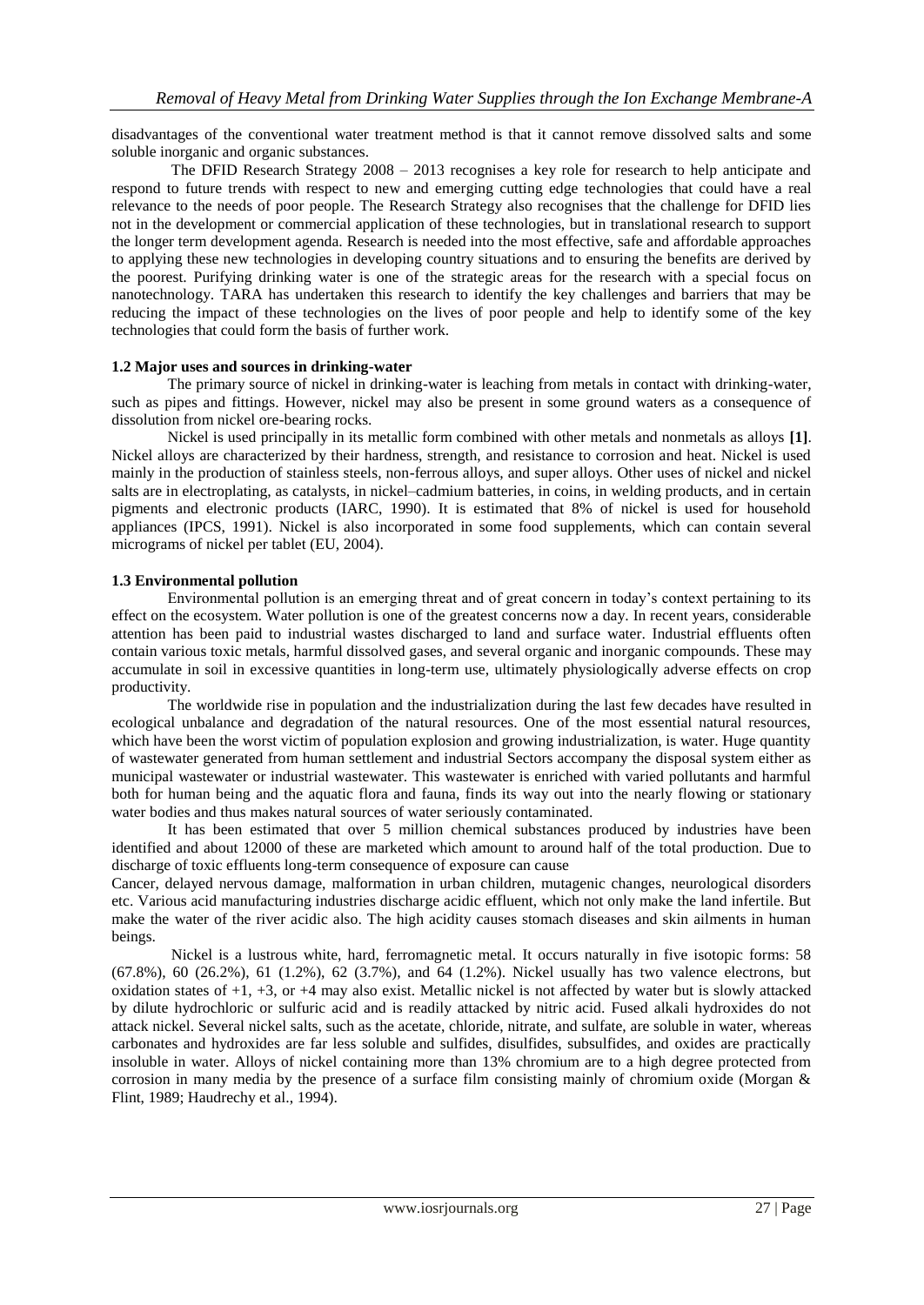disadvantages of the conventional water treatment method is that it cannot remove dissolved salts and some soluble inorganic and organic substances.

The DFID Research Strategy 2008 – 2013 recognises a key role for research to help anticipate and respond to future trends with respect to new and emerging cutting edge technologies that could have a real relevance to the needs of poor people. The Research Strategy also recognises that the challenge for DFID lies not in the development or commercial application of these technologies, but in translational research to support the longer term development agenda. Research is needed into the most effective, safe and affordable approaches to applying these new technologies in developing country situations and to ensuring the benefits are derived by the poorest. Purifying drinking water is one of the strategic areas for the research with a special focus on nanotechnology. TARA has undertaken this research to identify the key challenges and barriers that may be reducing the impact of these technologies on the lives of poor people and help to identify some of the key technologies that could form the basis of further work.

### 1.2 Major uses and sources in drinking-water

The primary source of nickel in drinking-water is leaching from metals in contact with drinking-water, such as pipes and fittings. However, nickel may also be present in some ground waters as a consequence of dissolution from nickel ore-bearing rocks.

Nickel is used principally in its metallic form combined with other metals and nonmetals as alloys **[1]**. Nickel alloys are characterized by their hardness, strength, and resistance to corrosion and heat. Nickel is used mainly in the production of stainless steels, non-ferrous alloys, and super alloys. Other uses of nickel and nickel salts are in electroplating, as catalysts, in nickel–cadmium batteries, in coins, in welding products, and in certain pigments and electronic products (IARC, 1990). It is estimated that 8% of nickel is used for household appliances (IPCS, 1991). Nickel is also incorporated in some food supplements, which can contain several micrograms of nickel per tablet (EU, 2004).

### 1.3 Environmental pollution

Environmental pollution is an emerging threat and of great concern in today's context pertaining to its effect on the ecosystem. Water pollution is one of the greatest concerns now a day. In recent years, considerable attention has been paid to industrial wastes discharged to land and surface water. Industrial effluents often contain various toxic metals, harmful dissolved gases, and several organic and inorganic compounds. These may accumulate in soil in excessive quantities in long-term use, ultimately physiologically adverse effects on crop productivity.

The worldwide rise in population and the industrialization during the last few decades have resulted in ecological unbalance and degradation of the natural resources. One of the most essential natural resources, which have been the worst victim of population explosion and growing industrialization, is water. Huge quantity of wastewater generated from human settlement and industrial Sectors accompany the disposal system either as municipal wastewater or industrial wastewater. This wastewater is enriched with varied pollutants and harmful both for human being and the aquatic flora and fauna, finds its way out into the nearly flowing or stationary water bodies and thus makes natural sources of water seriously contaminated.

It has been estimated that over 5 million chemical substances produced by industries have been identified and about 12000 of these are marketed which amount to around half of the total production. Due to discharge of toxic effluents long-term consequence of exposure can cause

Cancer, delayed nervous damage, malformation in urban children, mutagenic changes, neurological disorders etc. Various acid manufacturing industries discharge acidic effluent, which not only make the land infertile. But make the water of the river acidic also. The high acidity causes stomach diseases and skin ailments in human beings.

Nickel is a lustrous white, hard, ferromagnetic metal. It occurs naturally in five isotopic forms: 58 (67.8%), 60 (26.2%), 61 (1.2%), 62 (3.7%), and 64 (1.2%). Nickel usually has two valence electrons, but oxidation states of +1, +3, or +4 may also exist. Metallic nickel is not affected by water but is slowly attacked by dilute hydrochloric or sulfuric acid and is readily attacked by nitric acid. Fused alkali hydroxides do not attack nickel. Several nickel salts, such as the acetate, chloride, nitrate, and sulfate, are soluble in water, whereas carbonates and hydroxides are far less soluble and sulfides, disulfides, subsulfides, and oxides are practically insoluble in water. Alloys of nickel containing more than 13% chromium are to a high degree protected from corrosion in many media by the presence of a surface film consisting mainly of chromium oxide (Morgan & Flint, 1989; Haudrechy et al., 1994).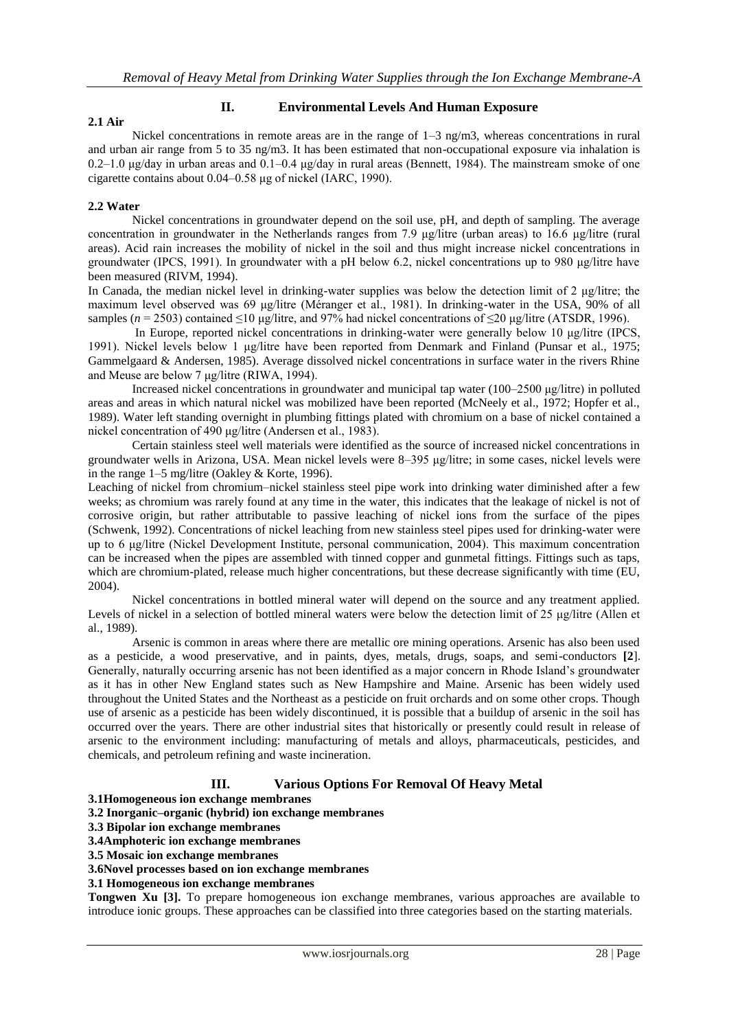## II. Environmental Levels And Human Exposure

### 2.1 Air

Nickel concentrations in remote areas are in the range of 1–3 ng/m3, whereas concentrations in rural and urban air range from 5 to 35 ng/m3. It has been estimated that non-occupational exposure via inhalation is 0.2–1.0 μg/day in urban areas and 0.1–0.4 μg/day in rural areas (Bennett, 1984). The mainstream smoke of one cigarette contains about 0.04–0.58 μg of nickel (IARC, 1990).

### 2.2 Water

Nickel concentrations in groundwater depend on the soil use, pH, and depth of sampling. The average concentration in groundwater in the Netherlands ranges from 7.9 μg/litre (urban areas) to 16.6 μg/litre (rural areas). Acid rain increases the mobility of nickel in the soil and thus might increase nickel concentrations in groundwater (IPCS, 1991). In groundwater with a pH below 6.2, nickel concentrations up to 980 μg/litre have been measured (RIVM, 1994).

In Canada, the median nickel level in drinking-water supplies was below the detection limit of 2 μg/litre; the maximum level observed was 69 μg/litre (Méranger et al., 1981). In drinking-water in the USA, 90% of all samples ($n$ = 2503) contained ≤10 μg/litre, and 97% had nickel concentrations of ≤20 μg/litre (ATSDR, 1996).

In Europe, reported nickel concentrations in drinking-water were generally below 10 μg/litre (IPCS, 1991). Nickel levels below 1 μg/litre have been reported from Denmark and Finland (Punsar et al., 1975; Gammelgaard & Andersen, 1985). Average dissolved nickel concentrations in surface water in the rivers Rhine and Meuse are below 7 μg/litre (RIWA, 1994).

Increased nickel concentrations in groundwater and municipal tap water (100–2500 μg/litre) in polluted areas and areas in which natural nickel was mobilized have been reported (McNeely et al., 1972; Hopfer et al., 1989). Water left standing overnight in plumbing fittings plated with chromium on a base of nickel contained a nickel concentration of 490 μg/litre (Andersen et al., 1983).

Certain stainless steel well materials were identified as the source of increased nickel concentrations in groundwater wells in Arizona, USA. Mean nickel levels were 8–395 μg/litre; in some cases, nickel levels were in the range 1–5 mg/litre (Oakley & Korte, 1996).

Leaching of nickel from chromium–nickel stainless steel pipe work into drinking water diminished after a few weeks; as chromium was rarely found at any time in the water, this indicates that the leakage of nickel is not of corrosive origin, but rather attributable to passive leaching of nickel ions from the surface of the pipes (Schwenk, 1992). Concentrations of nickel leaching from new stainless steel pipes used for drinking-water were up to 6 μg/litre (Nickel Development Institute, personal communication, 2004). This maximum concentration can be increased when the pipes are assembled with tinned copper and gunmetal fittings. Fittings such as taps, which are chromium-plated, release much higher concentrations, but these decrease significantly with time (EU, 2004).

Nickel concentrations in bottled mineral water will depend on the source and any treatment applied. Levels of nickel in a selection of bottled mineral waters were below the detection limit of 25 μg/litre (Allen et al., 1989).

Arsenic is common in areas where there are metallic ore mining operations. Arsenic has also been used as a pesticide, a wood preservative, and in paints, dyes, metals, drugs, soaps, and semi-conductors **[2]**. Generally, naturally occurring arsenic has not been identified as a major concern in Rhode Island's groundwater as it has in other New England states such as New Hampshire and Maine. Arsenic has been widely used throughout the United States and the Northeast as a pesticide on fruit orchards and on some other crops. Though use of arsenic as a pesticide has been widely discontinued, it is possible that a buildup of arsenic in the soil has occurred over the years. There are other industrial sites that historically or presently could result in release of arsenic to the environment including: manufacturing of metals and alloys, pharmaceuticals, pesticides, and chemicals, and petroleum refining and waste incineration.

## III. Various Options For Removal Of Heavy Metal

**3.1 Homogeneous ion exchange membranes**

**3.2 Inorganic–organic (hybrid) ion exchange membranes**

**3.3 Bipolar ion exchange membranes**

**3.4 Amphoteric ion exchange membranes**

**3.5 Mosaic ion exchange membranes**

**3.6 Novel processes based on ion exchange membranes**

### 3.1 Homogeneous ion exchange membranes

**Tongwen Xu [3].** To prepare homogeneous ion exchange membranes, various approaches are available to introduce ionic groups. These approaches can be classified into three categories based on the starting materials.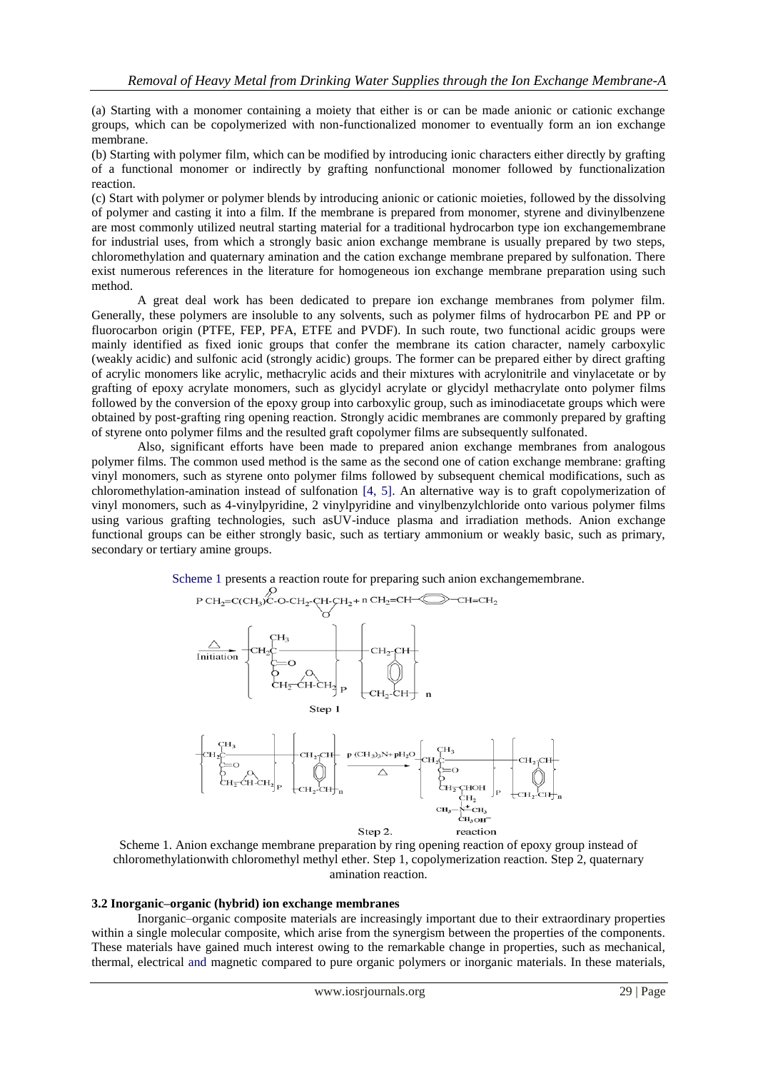(a) Starting with a monomer containing a moiety that either is or can be made anionic or cationic exchange groups, which can be copolymerized with non-functionalized monomer to eventually form an ion exchange membrane.

(b) Starting with polymer film, which can be modified by introducing ionic characters either directly by grafting of a functional monomer or indirectly by grafting nonfunctional monomer followed by functionalization reaction.

(c) Start with polymer or polymer blends by introducing anionic or cationic moieties, followed by the dissolving of polymer and casting it into a film. If the membrane is prepared from monomer, styrene and divinylbenzene are most commonly utilized neutral starting material for a traditional hydrocarbon type ion exchangemembrane for industrial uses, from which a strongly basic anion exchange membrane is usually prepared by two steps, chloromethylation and quaternary amination and the cation exchange membrane prepared by sulfonation. There exist numerous references in the literature for homogeneous ion exchange membrane preparation using such method.

A great deal work has been dedicated to prepare ion exchange membranes from polymer film. Generally, these polymers are insoluble to any solvents, such as polymer films of hydrocarbon PE and PP or fluorocarbon origin (PTFE, FEP, PFA, ETFE and PVDF). In such route, two functional acidic groups were mainly identified as fixed ionic groups that confer the membrane its cation character, namely carboxylic (weakly acidic) and sulfonic acid (strongly acidic) groups. The former can be prepared either by direct grafting of acrylic monomers like acrylic, methacrylic acids and their mixtures with acrylonitrile and vinylacetate or by grafting of epoxy acrylate monomers, such as glycidyl acrylate or glycidyl methacrylate onto polymer films followed by the conversion of the epoxy group into carboxylic group, such as iminodiacetate groups which were obtained by post-grafting ring opening reaction. Strongly acidic membranes are commonly prepared by grafting of styrene onto polymer films and the resulted graft copolymer films are subsequently sulfonated.

Also, significant efforts have been made to prepared anion exchange membranes from analogous polymer films. The common used method is the same as the second one of cation exchange membrane: grafting vinyl monomers, such as styrene onto polymer films followed by subsequent chemical modifications, such as chloromethylation-amination instead of sulfonation [4, 5]. An alternative way is to graft copolymerization of vinyl monomers, such as 4-vinylpyridine, 2 vinylpyridine and vinylbenzylchloride onto various polymer films using various grafting technologies, such asUV-induce plasma and irradiation methods. Anion exchange functional groups can be either strongly basic, such as tertiary ammonium or weakly basic, such as primary, secondary or tertiary amine groups.

Scheme 1 presents a reaction route for preparing such anion exchangemembrane.

Scheme 1. Anion exchange membrane preparation by ring opening reaction of epoxy group instead of chloromethylationwith chloromethyl methyl ether. Step 1, copolymerization reaction. Step 2, quaternary amination reaction.

### 3.2 Inorganic–organic (hybrid) ion exchange membranes

Inorganic–organic composite materials are increasingly important due to their extraordinary properties within a single molecular composite, which arise from the synergism between the properties of the components. These materials have gained much interest owing to the remarkable change in properties, such as mechanical, thermal, electrical and magnetic compared to pure organic polymers or inorganic materials. In these materials,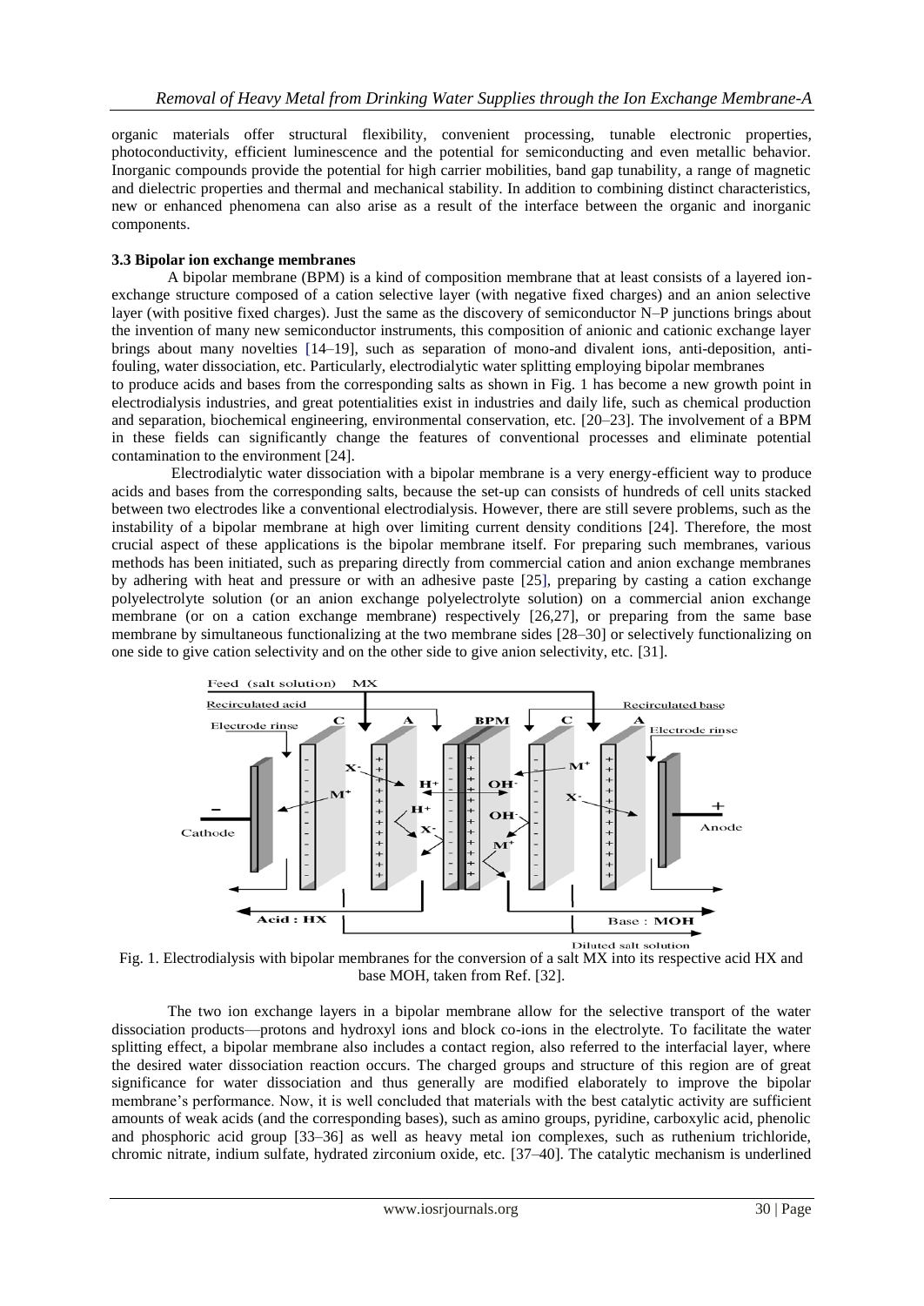organic materials offer structural flexibility, convenient processing, tunable electronic properties, photoconductivity, efficient luminescence and the potential for semiconducting and even metallic behavior. Inorganic compounds provide the potential for high carrier mobilities, band gap tunability, a range of magnetic and dielectric properties and thermal and mechanical stability. In addition to combining distinct characteristics, new or enhanced phenomena can also arise as a result of the interface between the organic and inorganic components.

### 3.3 Bipolar ion exchange membranes

A bipolar membrane (BPM) is a kind of composition membrane that at least consists of a layered ion-exchange structure composed of a cation selective layer (with negative fixed charges) and an anion selective layer (with positive fixed charges). Just the same as the discovery of semiconductor N–P junctions brings about the invention of many new semiconductor instruments, this composition of anionic and cationic exchange layer brings about many novelties [14–19], such as separation of mono-and divalent ions, anti-deposition, anti-fouling, water dissociation, etc. Particularly, electrodialytic water splitting employing bipolar membranes to produce acids and bases from the corresponding salts as shown in Fig. 1 has become a new growth point in electrodialysis industries, and great potentialities exist in industries and daily life, such as chemical production and separation, biochemical engineering, environmental conservation, etc. [20–23]. The involvement of a BPM in these fields can significantly change the features of conventional processes and eliminate potential contamination to the environment [24].

Electrodialytic water dissociation with a bipolar membrane is a very energy-efficient way to produce acids and bases from the corresponding salts, because the set-up can consists of hundreds of cell units stacked between two electrodes like a conventional electrodialysis. However, there are still severe problems, such as the instability of a bipolar membrane at high over limiting current density conditions [24]. Therefore, the most crucial aspect of these applications is the bipolar membrane itself. For preparing such membranes, various methods has been initiated, such as preparing directly from commercial cation and anion exchange membranes by adhering with heat and pressure or with an adhesive paste [25], preparing by casting a cation exchange polyelectrolyte solution (or an anion exchange polyelectrolyte solution) on a commercial anion exchange membrane (or on a cation exchange membrane) respectively [26,27], or preparing from the same base membrane by simultaneous functionalizing at the two membrane sides [28–30] or selectively functionalizing on one side to give cation selectivity and on the other side to give anion selectivity, etc. [31].

Fig. 1. Electrodialysis with bipolar membranes for the conversion of a salt MX into its respective acid HX and base MOH, taken from Ref. [32].

The two ion exchange layers in a bipolar membrane allow for the selective transport of the water dissociation products—protons and hydroxyl ions and block co-ions in the electrolyte. To facilitate the water splitting effect, a bipolar membrane also includes a contact region, also referred to the interfacial layer, where the desired water dissociation reaction occurs. The charged groups and structure of this region are of great significance for water dissociation and thus generally are modified elaborately to improve the bipolar membrane's performance. Now, it is well concluded that materials with the best catalytic activity are sufficient amounts of weak acids (and the corresponding bases), such as amino groups, pyridine, carboxylic acid, phenolic and phosphoric acid group [33–36] as well as heavy metal ion complexes, such as ruthenium trichloride, chromic nitrate, indium sulfate, hydrated zirconium oxide, etc. [37–40]. The catalytic mechanism is underlined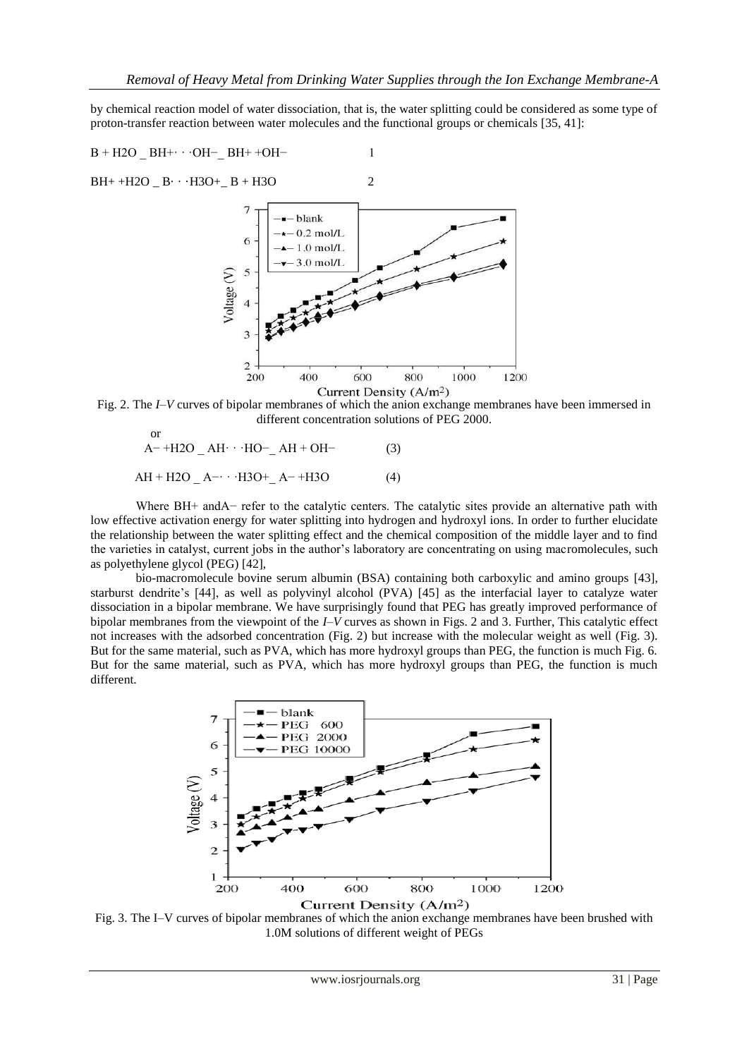by chemical reaction model of water dissociation, that is, the water splitting could be considered as some type of proton-transfer reaction between water molecules and the functional groups or chemicals [35, 41]:

$$B + H_2O \_ BH^+ \cdot\cdot\cdot OH^- \_ BH^+ + OH^- \qquad 1$$

$$BH^+ + H_2O \_ B \cdot\cdot\cdot H_3O^+ \_ B + H_3O \qquad 2$$

Fig. 2. The *I–V* curves of bipolar membranes of which the anion exchange membranes have been immersed in different concentration solutions of PEG 2000.

or

$$A^- + H_2O \_ AH \cdot\cdot\cdot HO^- \_ AH + OH^- \qquad (3)$$

$$AH + H_2O \_ A^- \cdot\cdot\cdot H_3O^+ \_ A^- + H_3O \qquad (4)$$

Where $BH^+$ and $A^-$ refer to the catalytic centers. The catalytic sites provide an alternative path with low effective activation energy for water splitting into hydrogen and hydroxyl ions. In order to further elucidate the relationship between the water splitting effect and the chemical composition of the middle layer and to find the varieties in catalyst, current jobs in the author's laboratory are concentrating on using macromolecules, such as polyethylene glycol (PEG) [42],

bio-macromolecule bovine serum albumin (BSA) containing both carboxylic and amino groups [43], starburst dendrite's [44], as well as polyvinyl alcohol (PVA) [45] as the interfacial layer to catalyze water dissociation in a bipolar membrane. We have surprisingly found that PEG has greatly improved performance of bipolar membranes from the viewpoint of the *I–V* curves as shown in Figs. 2 and 3. Further, This catalytic effect not increases with the adsorbed concentration (Fig. 2) but increase with the molecular weight as well (Fig. 3). But for the same material, such as PVA, which has more hydroxyl groups than PEG, the function is much Fig. 6. But for the same material, such as PVA, which has more hydroxyl groups than PEG, the function is much different.

Fig. 3. The I–V curves of bipolar membranes of which the anion exchange membranes have been brushed with 1.0M solutions of different weight of PEGs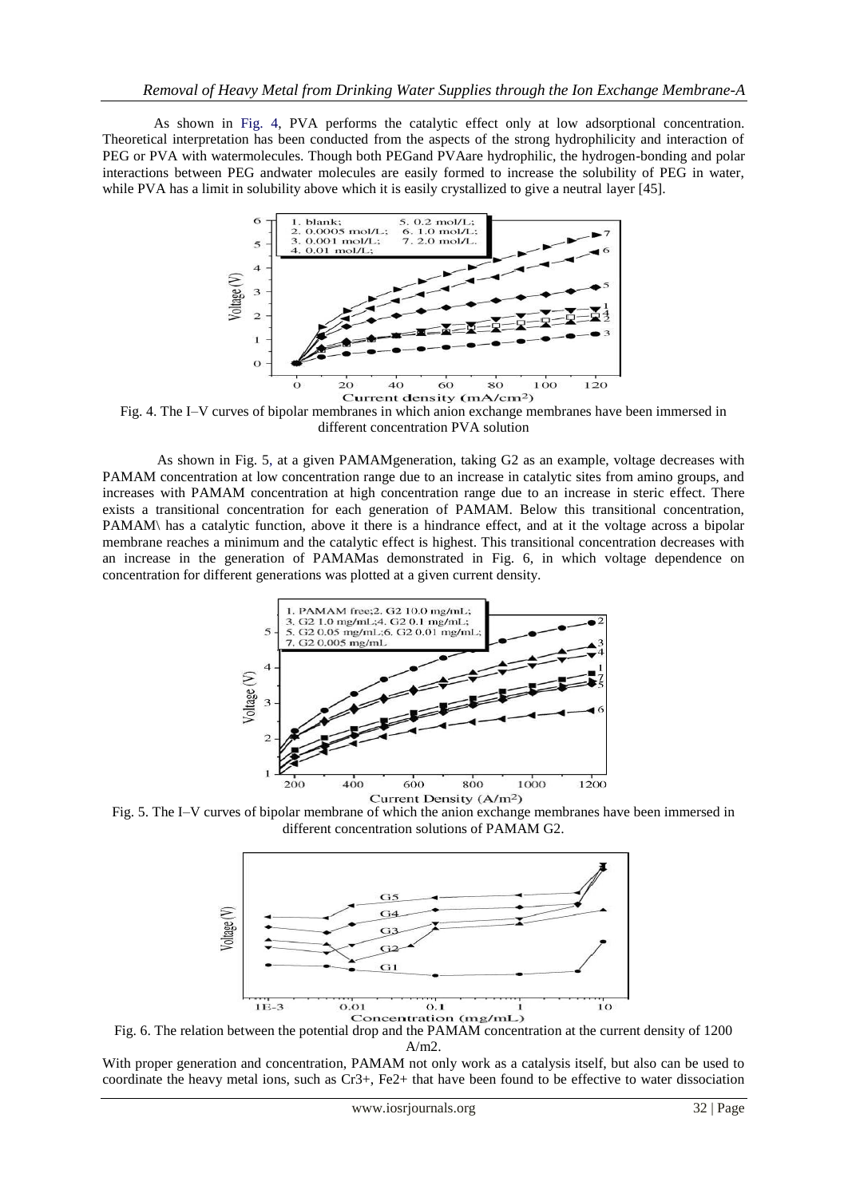As shown in Fig. 4, PVA performs the catalytic effect only at low adsorptional concentration. Theoretical interpretation has been conducted from the aspects of the strong hydrophilicity and interaction of PEG or PVA with watermolecules. Though both PEGand PVAare hydrophilic, the hydrogen-bonding and polar interactions between PEG andwater molecules are easily formed to increase the solubility of PEG in water, while PVA has a limit in solubility above which it is easily crystallized to give a neutral layer [45].

Fig. 4. The I–V curves of bipolar membranes in which anion exchange membranes have been immersed in different concentration PVA solution

As shown in Fig. 5, at a given PAMAMgeneration, taking G2 as an example, voltage decreases with PAMAM concentration at low concentration range due to an increase in catalytic sites from amino groups, and increases with PAMAM concentration at high concentration range due to an increase in steric effect. There exists a transitional concentration for each generation of PAMAM. Below this transitional concentration, PAMAM\ has a catalytic function, above it there is a hindrance effect, and at it the voltage across a bipolar membrane reaches a minimum and the catalytic effect is highest. This transitional concentration decreases with an increase in the generation of PAMAMas demonstrated in Fig. 6, in which voltage dependence on concentration for different generations was plotted at a given current density.

Fig. 5. The I–V curves of bipolar membrane of which the anion exchange membranes have been immersed in different concentration solutions of PAMAM G2.

Fig. 6. The relation between the potential drop and the PAMAM concentration at the current density of 1200 A/m2.

With proper generation and concentration, PAMAM not only work as a catalysis itself, but also can be used to coordinate the heavy metal ions, such as $Cr^{3+}$, $Fe^{2+}$ that have been found to be effective to water dissociation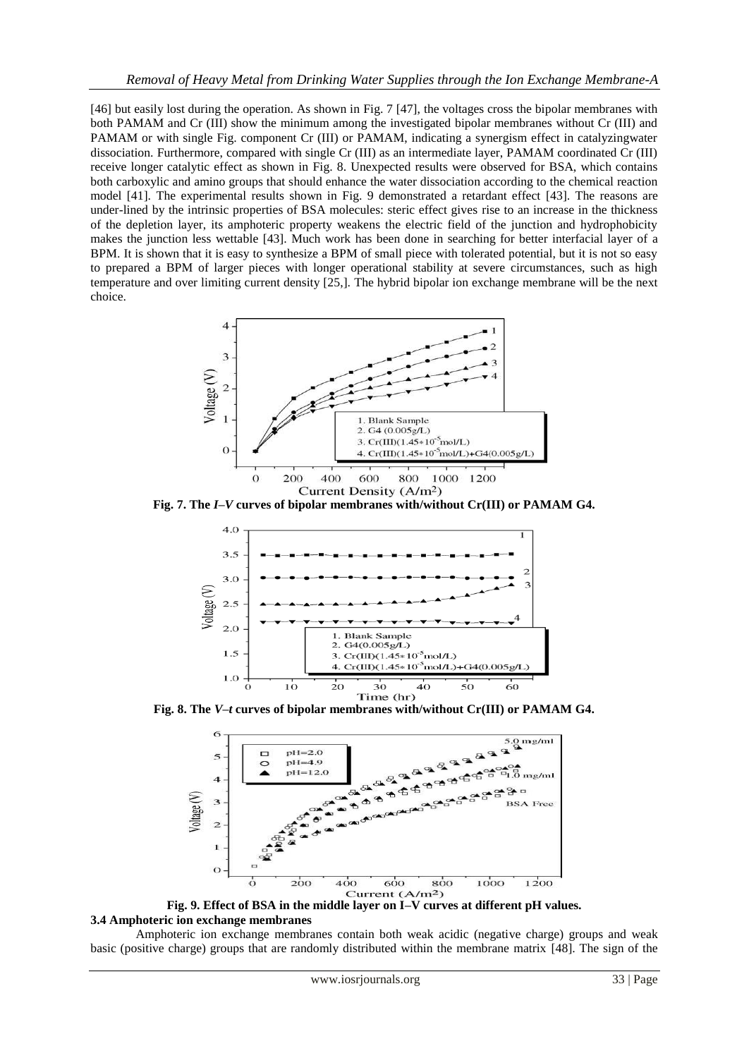[46] but easily lost during the operation. As shown in Fig. 7 [47], the voltages cross the bipolar membranes with both PAMAM and Cr (III) show the minimum among the investigated bipolar membranes without Cr (III) and PAMAM or with single Fig. component Cr (III) or PAMAM, indicating a synergism effect in catalyzingwater dissociation. Furthermore, compared with single Cr (III) as an intermediate layer, PAMAM coordinated Cr (III) receive longer catalytic effect as shown in Fig. 8. Unexpected results were observed for BSA, which contains both carboxylic and amino groups that should enhance the water dissociation according to the chemical reaction model [41]. The experimental results shown in Fig. 9 demonstrated a retardant effect [43]. The reasons are under-lined by the intrinsic properties of BSA molecules: steric effect gives rise to an increase in the thickness of the depletion layer, its amphoteric property weakens the electric field of the junction and hydrophobicity makes the junction less wettable [43]. Much work has been done in searching for better interfacial layer of a BPM. It is shown that it is easy to synthesize a BPM of small piece with tolerated potential, but it is not so easy to prepared a BPM of larger pieces with longer operational stability at severe circumstances, such as high temperature and over limiting current density [25,]. The hybrid bipolar ion exchange membrane will be the next choice.

**Fig. 7. The *I–V* curves of bipolar membranes with/without Cr(III) or PAMAM G4.**

**Fig. 8. The *V–t* curves of bipolar membranes with/without Cr(III) or PAMAM G4.**

**Fig. 9. Effect of BSA in the middle layer on I–V curves at different pH values.**

### 3.4 Amphoteric ion exchange membranes

Amphoteric ion exchange membranes contain both weak acidic (negative charge) groups and weak basic (positive charge) groups that are randomly distributed within the membrane matrix [48]. The sign of the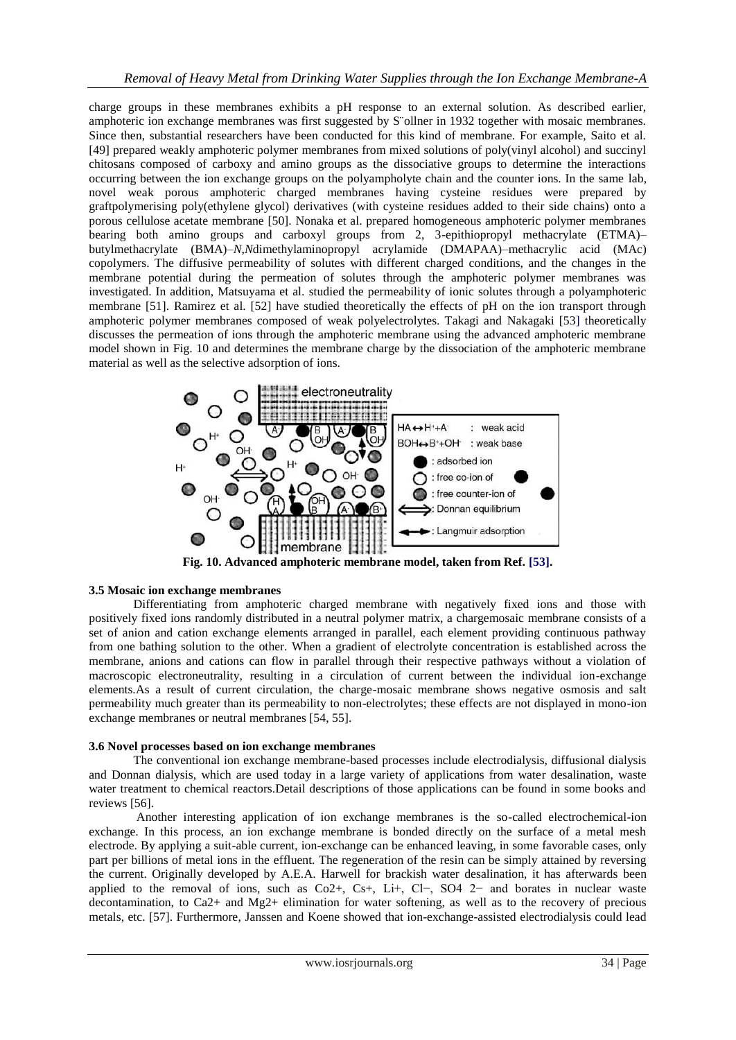charge groups in these membranes exhibits a pH response to an external solution. As described earlier, amphoteric ion exchange membranes was first suggested by S¨ollner in 1932 together with mosaic membranes. Since then, substantial researchers have been conducted for this kind of membrane. For example, Saito et al. [49] prepared weakly amphoteric polymer membranes from mixed solutions of poly(vinyl alcohol) and succinyl chitosans composed of carboxy and amino groups as the dissociative groups to determine the interactions occurring between the ion exchange groups on the polyampholyte chain and the counter ions. In the same lab, novel weak porous amphoteric charged membranes having cysteine residues were prepared by graftpolymerising poly(ethylene glycol) derivatives (with cysteine residues added to their side chains) onto a porous cellulose acetate membrane [50]. Nonaka et al. prepared homogeneous amphoteric polymer membranes bearing both amino groups and carboxyl groups from 2, 3-epithiopropyl methacrylate (ETMA)–butylmethacrylate (BMA)–*N,N*dimethylaminopropyl acrylamide (DMAPAA)–methacrylic acid (MAc) copolymers. The diffusive permeability of solutes with different charged conditions, and the changes in the membrane potential during the permeation of solutes through the amphoteric polymer membranes was investigated. In addition, Matsuyama et al. studied the permeability of ionic solutes through a polyamphoteric membrane [51]. Ramirez et al. [52] have studied theoretically the effects of pH on the ion transport through amphoteric polymer membranes composed of weak polyelectrolytes. Takagi and Nakagaki [53] theoretically discusses the permeation of ions through the amphoteric membrane using the advanced amphoteric membrane model shown in Fig. 10 and determines the membrane charge by the dissociation of the amphoteric membrane material as well as the selective adsorption of ions.

**Fig. 10. Advanced amphoteric membrane model, taken from Ref. [53].**

### 3.5 Mosaic ion exchange membranes

Differentiating from amphoteric charged membrane with negatively fixed ions and those with positively fixed ions randomly distributed in a neutral polymer matrix, a chargemosaic membrane consists of a set of anion and cation exchange elements arranged in parallel, each element providing continuous pathway from one bathing solution to the other. When a gradient of electrolyte concentration is established across the membrane, anions and cations can flow in parallel through their respective pathways without a violation of macroscopic electroneutrality, resulting in a circulation of current between the individual ion-exchange elements.As a result of current circulation, the charge-mosaic membrane shows negative osmosis and salt permeability much greater than its permeability to non-electrolytes; these effects are not displayed in mono-ion exchange membranes or neutral membranes [54, 55].

### 3.6 Novel processes based on ion exchange membranes

The conventional ion exchange membrane-based processes include electrodialysis, diffusional dialysis and Donnan dialysis, which are used today in a large variety of applications from water desalination, waste water treatment to chemical reactors.Detail descriptions of those applications can be found in some books and reviews [56].

Another interesting application of ion exchange membranes is the so-called electrochemical-ion exchange. In this process, an ion exchange membrane is bonded directly on the surface of a metal mesh electrode. By applying a suit-able current, ion-exchange can be enhanced leaving, in some favorable cases, only part per billions of metal ions in the effluent. The regeneration of the resin can be simply attained by reversing the current. Originally developed by A.E.A. Harwell for brackish water desalination, it has afterwards been applied to the removal of ions, such as $Co^{2+}$, $Cs^{+}$, $Li^{+}$, $Cl^{-}$, $SO_4^{2-}$ and borates in nuclear waste decontamination, to $Ca^{2+}$ and $Mg^{2+}$ elimination for water softening, as well as to the recovery of precious metals, etc. [57]. Furthermore, Janssen and Koene showed that ion-exchange-assisted electrodialysis could lead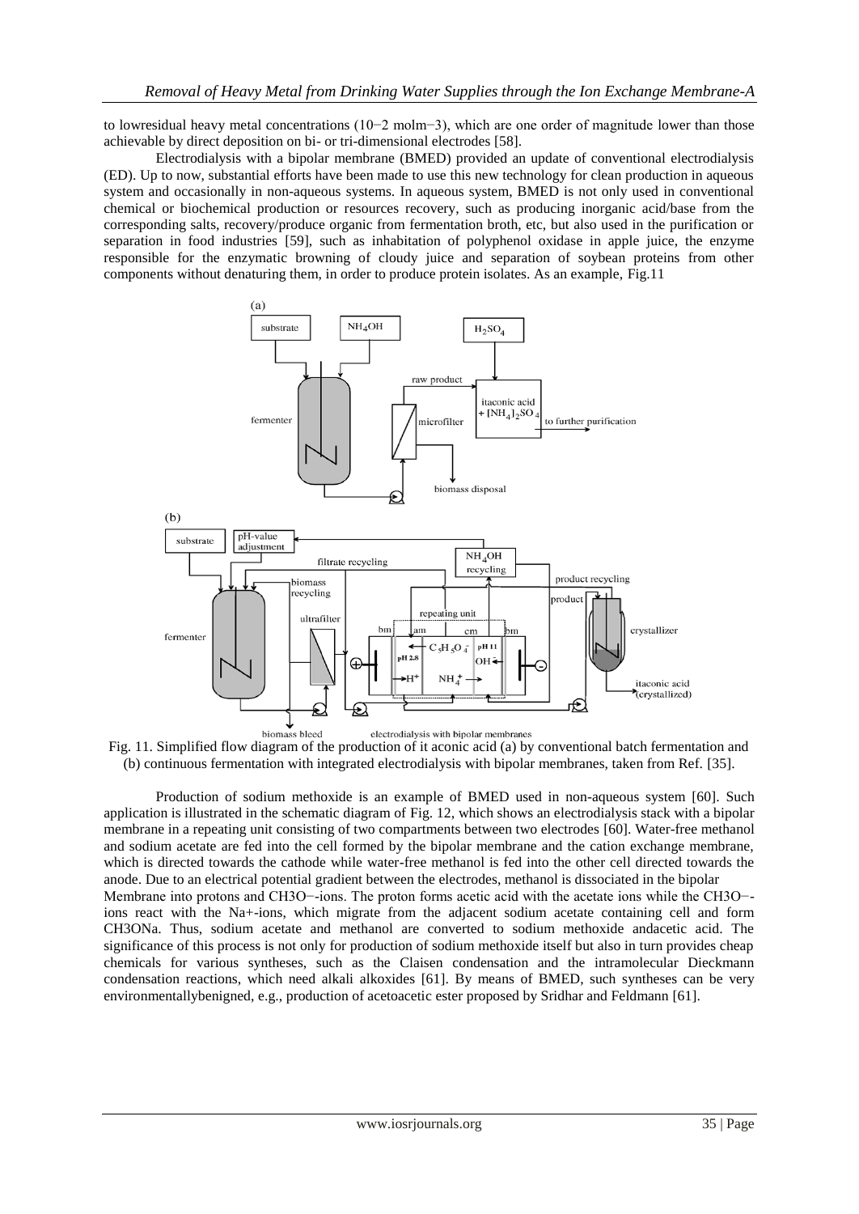to lowresidual heavy metal concentrations (10−2 molm−3), which are one order of magnitude lower than those achievable by direct deposition on bi- or tri-dimensional electrodes [58].

Electrodialysis with a bipolar membrane (BMED) provided an update of conventional electrodialysis (ED). Up to now, substantial efforts have been made to use this new technology for clean production in aqueous system and occasionally in non-aqueous systems. In aqueous system, BMED is not only used in conventional chemical or biochemical production or resources recovery, such as producing inorganic acid/base from the corresponding salts, recovery/produce organic from fermentation broth, etc, but also used in the purification or separation in food industries [59], such as inhabitation of polyphenol oxidase in apple juice, the enzyme responsible for the enzymatic browning of cloudy juice and separation of soybean proteins from other components without denaturing them, in order to produce protein isolates. As an example, Fig.11

Fig. 11. Simplified flow diagram of the production of it aconic acid (a) by conventional batch fermentation and (b) continuous fermentation with integrated electrodialysis with bipolar membranes, taken from Ref. [35].

Production of sodium methoxide is an example of BMED used in non-aqueous system [60]. Such application is illustrated in the schematic diagram of Fig. 12, which shows an electrodialysis stack with a bipolar membrane in a repeating unit consisting of two compartments between two electrodes [60]. Water-free methanol and sodium acetate are fed into the cell formed by the bipolar membrane and the cation exchange membrane, which is directed towards the cathode while water-free methanol is fed into the other cell directed towards the anode. Due to an electrical potential gradient between the electrodes, methanol is dissociated in the bipolar Membrane into protons and $CH_3O^-$-ions. The proton forms acetic acid with the acetate ions while the $CH_3O^-$-ions react with the $Na^+$-ions, which migrate from the adjacent sodium acetate containing cell and form $CH_3ONa$. Thus, sodium acetate and methanol are converted to sodium methoxide andacetic acid. The significance of this process is not only for production of sodium methoxide itself but also in turn provides cheap chemicals for various syntheses, such as the Claisen condensation and the intramolecular Dieckmann condensation reactions, which need alkali alkoxides [61]. By means of BMED, such syntheses can be very environmentallybenigned, e.g., production of acetoacetic ester proposed by Sridhar and Feldmann [61].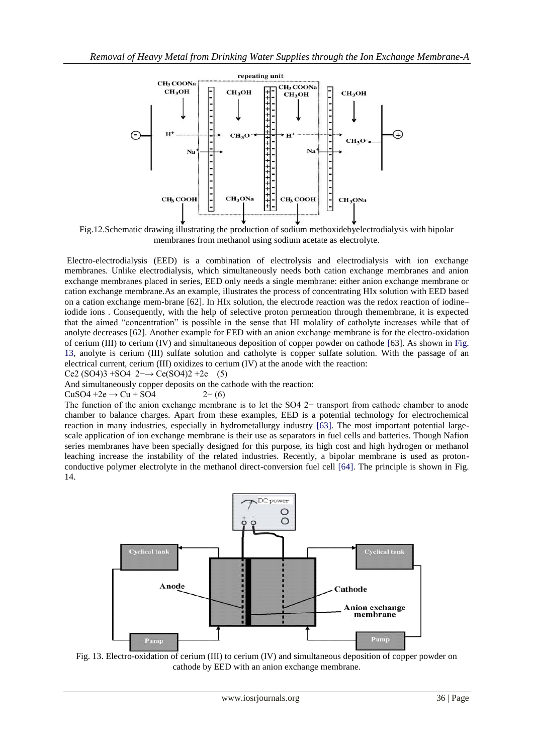Fig.12.Schematic drawing illustrating the production of sodium methoxidebyelectrodialysis with bipolar membranes from methanol using sodium acetate as electrolyte.

Electro-electrodialysis (EED) is a combination of electrolysis and electrodialysis with ion exchange membranes. Unlike electrodialysis, which simultaneously needs both cation exchange membranes and anion exchange membranes placed in series, EED only needs a single membrane: either anion exchange membrane or cation exchange membrane.As an example, illustrates the process of concentrating HIx solution with EED based on a cation exchange mem-brane [62]. In HIx solution, the electrode reaction was the redox reaction of iodine–iodide ions . Consequently, with the help of selective proton permeation through themembrane, it is expected that the aimed "concentration" is possible in the sense that HI molality of catholyte increases while that of anolyte decreases [62]. Another example for EED with an anion exchange membrane is for the electro-oxidation of cerium (III) to cerium (IV) and simultaneous deposition of copper powder on cathode [63]. As shown in Fig. 13, anolyte is cerium (III) sulfate solution and catholyte is copper sulfate solution. With the passage of an electrical current, cerium (III) oxidizes to cerium (IV) at the anode with the reaction:

$$Ce_2(SO_4)_3 + SO_4^{2-} \rightarrow Ce(SO_4)_2 + 2e \quad (5)$$

And simultaneously copper deposits on the cathode with the reaction:

$$CuSO_4 + 2e \rightarrow Cu + SO_4^{2-} \quad (6)$$

The function of the anion exchange membrane is to let the $SO_4^{2-}$ transport from cathode chamber to anode chamber to balance charges. Apart from these examples, EED is a potential technology for electrochemical reaction in many industries, especially in hydrometallurgy industry [63]. The most important potential large-scale application of ion exchange membrane is their use as separators in fuel cells and batteries. Though Nafion series membranes have been specially designed for this purpose, its high cost and high hydrogen or methanol leaching increase the instability of the related industries. Recently, a bipolar membrane is used as proton-conductive polymer electrolyte in the methanol direct-conversion fuel cell [64]. The principle is shown in Fig. 14.

Fig. 13. Electro-oxidation of cerium (III) to cerium (IV) and simultaneous deposition of copper powder on cathode by EED with an anion exchange membrane.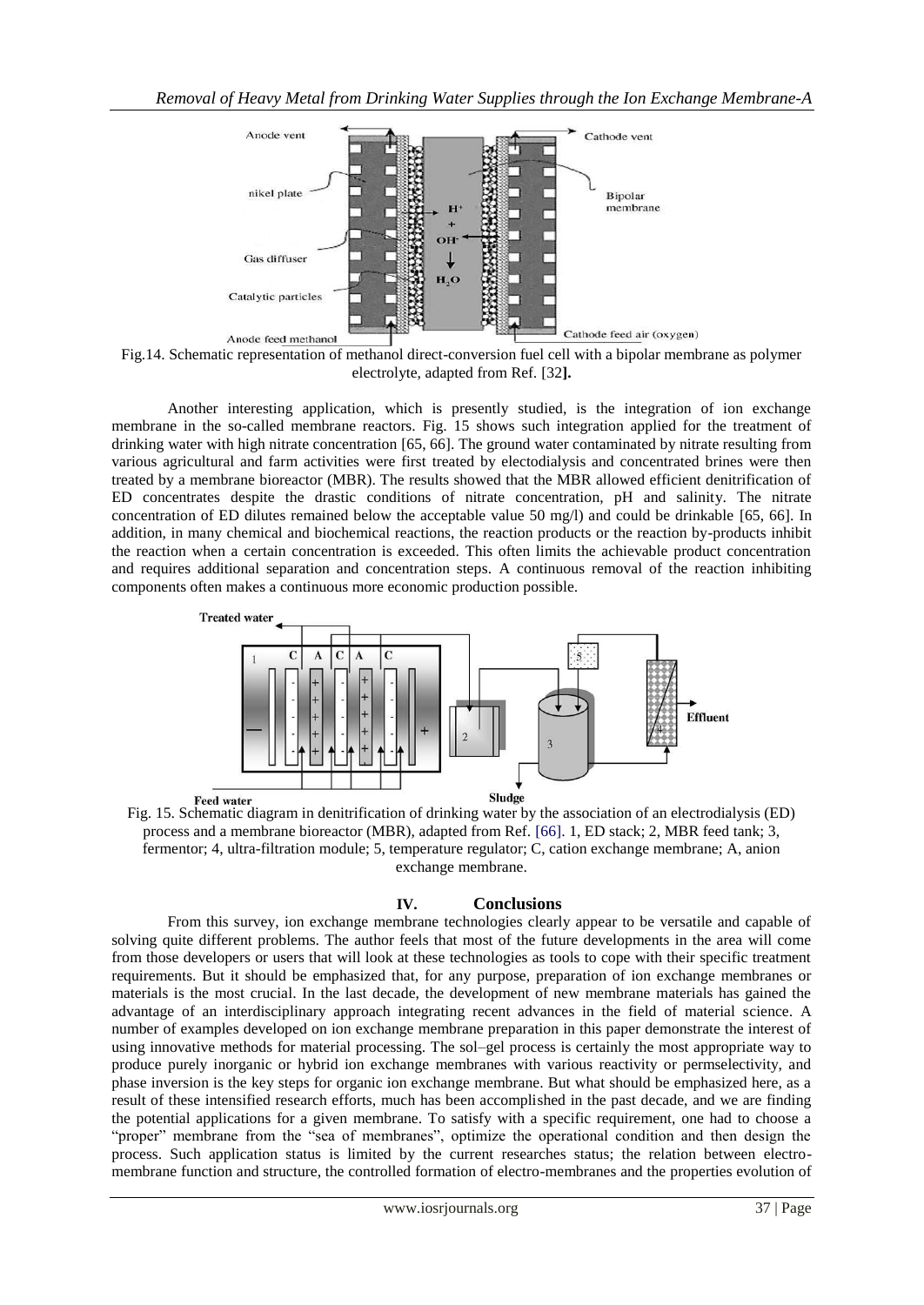Fig.14. Schematic representation of methanol direct-conversion fuel cell with a bipolar membrane as polymer electrolyte, adapted from Ref. [32**].**

Another interesting application, which is presently studied, is the integration of ion exchange membrane in the so-called membrane reactors. Fig. 15 shows such integration applied for the treatment of drinking water with high nitrate concentration [65, 66]. The ground water contaminated by nitrate resulting from various agricultural and farm activities were first treated by electodialysis and concentrated brines were then treated by a membrane bioreactor (MBR). The results showed that the MBR allowed efficient denitrification of ED concentrates despite the drastic conditions of nitrate concentration, pH and salinity. The nitrate concentration of ED dilutes remained below the acceptable value 50 mg/l) and could be drinkable [65, 66]. In addition, in many chemical and biochemical reactions, the reaction products or the reaction by-products inhibit the reaction when a certain concentration is exceeded. This often limits the achievable product concentration and requires additional separation and concentration steps. A continuous removal of the reaction inhibiting components often makes a continuous more economic production possible.

Fig. 15. Schematic diagram in denitrification of drinking water by the association of an electrodialysis (ED) process and a membrane bioreactor (MBR), adapted from Ref. [66]. 1, ED stack; 2, MBR feed tank; 3, fermentor; 4, ultra-filtration module; 5, temperature regulator; C, cation exchange membrane; A, anion exchange membrane.

## IV. Conclusions

From this survey, ion exchange membrane technologies clearly appear to be versatile and capable of solving quite different problems. The author feels that most of the future developments in the area will come from those developers or users that will look at these technologies as tools to cope with their specific treatment requirements. But it should be emphasized that, for any purpose, preparation of ion exchange membranes or materials is the most crucial. In the last decade, the development of new membrane materials has gained the advantage of an interdisciplinary approach integrating recent advances in the field of material science. A number of examples developed on ion exchange membrane preparation in this paper demonstrate the interest of using innovative methods for material processing. The sol–gel process is certainly the most appropriate way to produce purely inorganic or hybrid ion exchange membranes with various reactivity or permselectivity, and phase inversion is the key steps for organic ion exchange membrane. But what should be emphasized here, as a result of these intensified research efforts, much has been accomplished in the past decade, and we are finding the potential applications for a given membrane. To satisfy with a specific requirement, one had to choose a "proper" membrane from the "sea of membranes", optimize the operational condition and then design the process. Such application status is limited by the current researches status; the relation between electro-membrane function and structure, the controlled formation of electro-membranes and the properties evolution of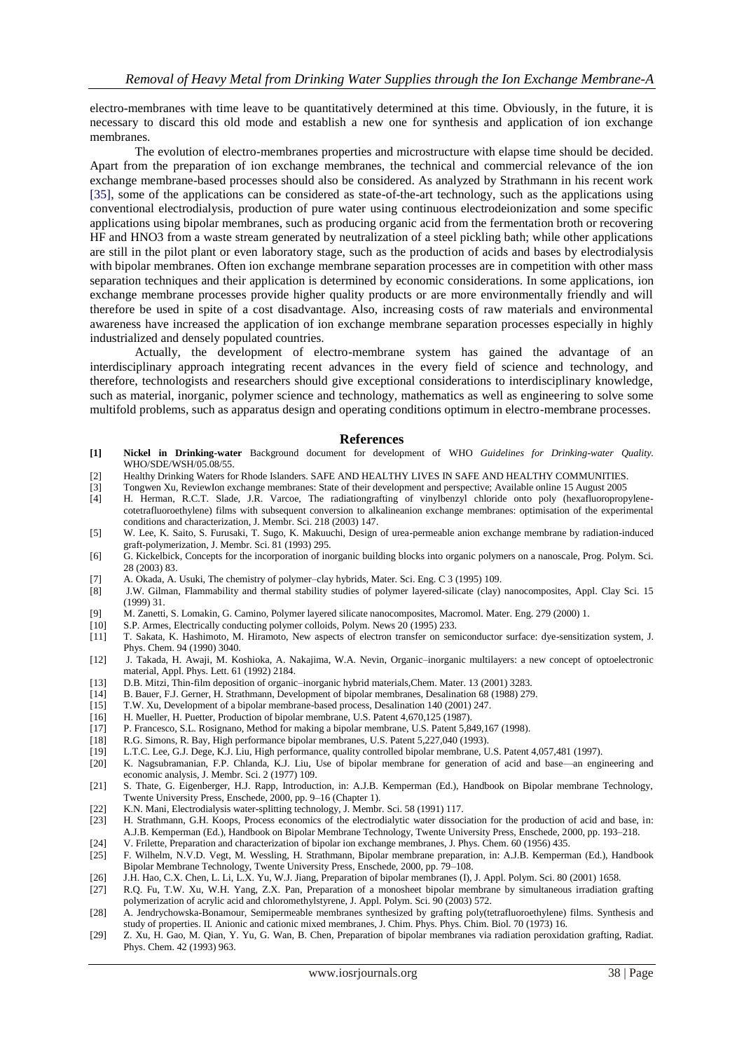electro-membranes with time leave to be quantitatively determined at this time. Obviously, in the future, it is necessary to discard this old mode and establish a new one for synthesis and application of ion exchange membranes.

The evolution of electro-membranes properties and microstructure with elapse time should be decided. Apart from the preparation of ion exchange membranes, the technical and commercial relevance of the ion exchange membrane-based processes should also be considered. As analyzed by Strathmann in his recent work [35], some of the applications can be considered as state-of-the-art technology, such as the applications using conventional electrodialysis, production of pure water using continuous electrodeionization and some specific applications using bipolar membranes, such as producing organic acid from the fermentation broth or recovering HF and HNO3 from a waste stream generated by neutralization of a steel pickling bath; while other applications are still in the pilot plant or even laboratory stage, such as the production of acids and bases by electrodialysis with bipolar membranes. Often ion exchange membrane separation processes are in competition with other mass separation techniques and their application is determined by economic considerations. In some applications, ion exchange membrane processes provide higher quality products or are more environmentally friendly and will therefore be used in spite of a cost disadvantage. Also, increasing costs of raw materials and environmental awareness have increased the application of ion exchange membrane separation processes especially in highly industrialized and densely populated countries.

Actually, the development of electro-membrane system has gained the advantage of an interdisciplinary approach integrating recent advances in the every field of science and technology, and therefore, technologists and researchers should give exceptional considerations to interdisciplinary knowledge, such as material, inorganic, polymer science and technology, mathematics as well as engineering to solve some multifold problems, such as apparatus design and operating conditions optimum in electro-membrane processes.

## References

- **[1]** **Nickel in Drinking-water** Background document for development of WHO *Guidelines for Drinking-water Quality.* WHO/SDE/WSH/05.08/55.
- [2] Healthy Drinking Waters for Rhode Islanders. SAFE AND HEALTHY LIVES IN SAFE AND HEALTHY COMMUNITIES.
- [3] Tongwen Xu, ReviewIon exchange membranes: State of their development and perspective; Available online 15 August 2005
- [4] H. Herman, R.C.T. Slade, J.R. Varcoe, The radiationgrafting of vinylbenzyl chloride onto poly (hexafluoropropylene-cotetrafluoroethylene) films with subsequent conversion to alkalineanion exchange membranes: optimisation of the experimental conditions and characterization, J. Membr. Sci. 218 (2003) 147.
- [5] W. Lee, K. Saito, S. Furusaki, T. Sugo, K. Makuuchi, Design of urea-permeable anion exchange membrane by radiation-induced graft-polymerization, J. Membr. Sci. 81 (1993) 295.
- [6] G. Kickelbick, Concepts for the incorporation of inorganic building blocks into organic polymers on a nanoscale, Prog. Polym. Sci. 28 (2003) 83.
- [7] A. Okada, A. Usuki, The chemistry of polymer–clay hybrids, Mater. Sci. Eng. C 3 (1995) 109.
- [8] J.W. Gilman, Flammability and thermal stability studies of polymer layered-silicate (clay) nanocomposites, Appl. Clay Sci. 15 (1999) 31.
- [9] M. Zanetti, S. Lomakin, G. Camino, Polymer layered silicate nanocomposites, Macromol. Mater. Eng. 279 (2000) 1.
- [10] S.P. Armes, Electrically conducting polymer colloids, Polym. News 20 (1995) 233.
- [11] T. Sakata, K. Hashimoto, M. Hiramoto, New aspects of electron transfer on semiconductor surface: dye-sensitization system, J. Phys. Chem. 94 (1990) 3040.
- [12] J. Takada, H. Awaji, M. Koshioka, A. Nakajima, W.A. Nevin, Organic–inorganic multilayers: a new concept of optoelectronic material, Appl. Phys. Lett. 61 (1992) 2184.
- [13] D.B. Mitzi, Thin-film deposition of organic–inorganic hybrid materials,Chem. Mater. 13 (2001) 3283.
- [14] B. Bauer, F.J. Gerner, H. Strathmann, Development of bipolar membranes, Desalination 68 (1988) 279.
- [15] T.W. Xu, Development of a bipolar membrane-based process, Desalination 140 (2001) 247.
- [16] H. Mueller, H. Puetter, Production of bipolar membrane, U.S. Patent 4,670,125 (1987).
- [17] P. Francesco, S.L. Rosignano, Method for making a bipolar membrane, U.S. Patent 5,849,167 (1998).
- [18] R.G. Simons, R. Bay, High performance bipolar membranes, U.S. Patent 5,227,040 (1993).
- [19] L.T.C. Lee, G.J. Dege, K.J. Liu, High performance, quality controlled bipolar membrane, U.S. Patent 4,057,481 (1997).
- [20] K. Nagsubramanian, F.P. Chlanda, K.J. Liu, Use of bipolar membrane for generation of acid and base—an engineering and economic analysis, J. Membr. Sci. 2 (1977) 109.
- [21] S. Thate, G. Eigenberger, H.J. Rapp, Introduction, in: A.J.B. Kemperman (Ed.), Handbook on Bipolar membrane Technology, Twente University Press, Enschede, 2000, pp. 9–16 (Chapter 1).
- [22] K.N. Mani, Electrodialysis water-splitting technology, J. Membr. Sci. 58 (1991) 117.
- [23] H. Strathmann, G.H. Koops, Process economics of the electrodialytic water dissociation for the production of acid and base, in: A.J.B. Kemperman (Ed.), Handbook on Bipolar Membrane Technology, Twente University Press, Enschede, 2000, pp. 193–218.
- [24] V. Frilette, Preparation and characterization of bipolar ion exchange membranes, J. Phys. Chem. 60 (1956) 435.
- [25] F. Wilhelm, N.V.D. Vegt, M. Wessling, H. Strathmann, Bipolar membrane preparation, in: A.J.B. Kemperman (Ed.), Handbook Bipolar Membrane Technology, Twente University Press, Enschede, 2000, pp. 79–108.
- [26] J.H. Hao, C.X. Chen, L. Li, L.X. Yu, W.J. Jiang, Preparation of bipolar membranes (I), J. Appl. Polym. Sci. 80 (2001) 1658.
- [27] R.Q. Fu, T.W. Xu, W.H. Yang, Z.X. Pan, Preparation of a monosheet bipolar membrane by simultaneous irradiation grafting polymerization of acrylic acid and chloromethylstyrene, J. Appl. Polym. Sci. 90 (2003) 572.
- [28] A. Jendrychowska-Bonamour, Semipermeable membranes synthesized by grafting poly(tetrafluoroethylene) films. Synthesis and study of properties. II. Anionic and cationic mixed membranes, J. Chim. Phys. Phys. Chim. Biol. 70 (1973) 16.
- [29] Z. Xu, H. Gao, M. Qian, Y. Yu, G. Wan, B. Chen, Preparation of bipolar membranes via radiation peroxidation grafting, Radiat. Phys. Chem. 42 (1993) 963.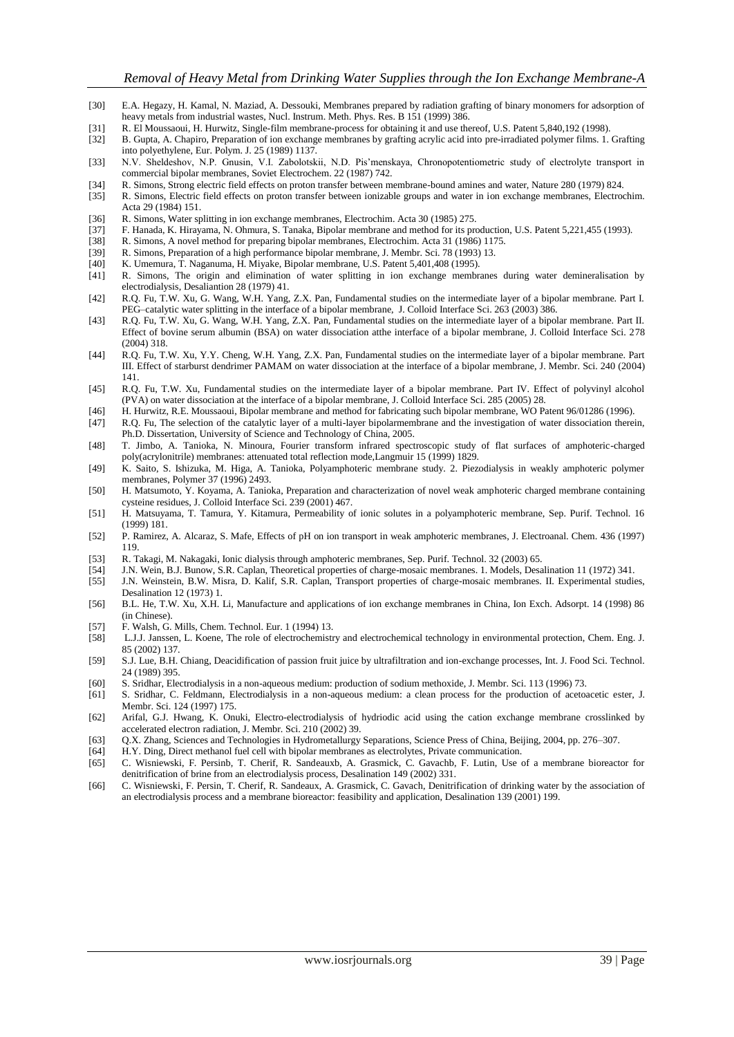[30] E.A. Hegazy, H. Kamal, N. Maziad, A. Dessouki, Membranes prepared by radiation grafting of binary monomers for adsorption of heavy metals from industrial wastes, Nucl. Instrum. Meth. Phys. Res. B 151 (1999) 386.

[31] R. El Moussaoui, H. Hurwitz, Single-film membrane-process for obtaining it and use thereof, U.S. Patent 5,840,192 (1998).

[32] B. Gupta, A. Chapiro, Preparation of ion exchange membranes by grafting acrylic acid into pre-irradiated polymer films. 1. Grafting into polyethylene, Eur. Polym. J. 25 (1989) 1137.

[33] N.V. Sheldeshov, N.P. Gnusin, V.I. Zabolotskii, N.D. Pis'menskaya, Chronopotentiometric study of electrolyte transport in commercial bipolar membranes, Soviet Electrochem. 22 (1987) 742.

[34] R. Simons, Strong electric field effects on proton transfer between membrane-bound amines and water, Nature 280 (1979) 824.

[35] R. Simons, Electric field effects on proton transfer between ionizable groups and water in ion exchange membranes, Electrochim. Acta 29 (1984) 151.

[36] R. Simons, Water splitting in ion exchange membranes, Electrochim. Acta 30 (1985) 275.

[37] F. Hanada, K. Hirayama, N. Ohmura, S. Tanaka, Bipolar membrane and method for its production, U.S. Patent 5,221,455 (1993).

[38] R. Simons, A novel method for preparing bipolar membranes, Electrochim. Acta 31 (1986) 1175.

[39] R. Simons, Preparation of a high performance bipolar membrane, J. Membr. Sci. 78 (1993) 13.

[40] K. Umemura, T. Naganuma, H. Miyake, Bipolar membrane, U.S. Patent 5,401,408 (1995).

[41] R. Simons, The origin and elimination of water splitting in ion exchange membranes during water demineralisation by electrodialysis, Desaliantion 28 (1979) 41.

[42] R.Q. Fu, T.W. Xu, G. Wang, W.H. Yang, Z.X. Pan, Fundamental studies on the intermediate layer of a bipolar membrane. Part I. PEG–catalytic water splitting in the interface of a bipolar membrane, J. Colloid Interface Sci. 263 (2003) 386.

[43] R.Q. Fu, T.W. Xu, G. Wang, W.H. Yang, Z.X. Pan, Fundamental studies on the intermediate layer of a bipolar membrane. Part II. Effect of bovine serum albumin (BSA) on water dissociation atthe interface of a bipolar membrane, J. Colloid Interface Sci. 278 (2004) 318.

[44] R.Q. Fu, T.W. Xu, Y.Y. Cheng, W.H. Yang, Z.X. Pan, Fundamental studies on the intermediate layer of a bipolar membrane. Part III. Effect of starburst dendrimer PAMAM on water dissociation at the interface of a bipolar membrane, J. Membr. Sci. 240 (2004) 141.

[45] R.Q. Fu, T.W. Xu, Fundamental studies on the intermediate layer of a bipolar membrane. Part IV. Effect of polyvinyl alcohol (PVA) on water dissociation at the interface of a bipolar membrane, J. Colloid Interface Sci. 285 (2005) 28.

[46] H. Hurwitz, R.E. Moussaoui, Bipolar membrane and method for fabricating such bipolar membrane, WO Patent 96/01286 (1996).

[47] R.Q. Fu, The selection of the catalytic layer of a multi-layer bipolarmembrane and the investigation of water dissociation therein, Ph.D. Dissertation, University of Science and Technology of China, 2005.

[48] T. Jimbo, A. Tanioka, N. Minoura, Fourier transform infrared spectroscopic study of flat surfaces of amphoteric-charged poly(acrylonitrile) membranes: attenuated total reflection mode,Langmuir 15 (1999) 1829.

[49] K. Saito, S. Ishizuka, M. Higa, A. Tanioka, Polyamphoteric membrane study. 2. Piezodialysis in weakly amphoteric polymer membranes, Polymer 37 (1996) 2493.

[50] H. Matsumoto, Y. Koyama, A. Tanioka, Preparation and characterization of novel weak amphoteric charged membrane containing cysteine residues, J. Colloid Interface Sci. 239 (2001) 467.

[51] H. Matsuyama, T. Tamura, Y. Kitamura, Permeability of ionic solutes in a polyamphoteric membrane, Sep. Purif. Technol. 16 (1999) 181.

[52] P. Ramirez, A. Alcaraz, S. Mafe, Effects of pH on ion transport in weak amphoteric membranes, J. Electroanal. Chem. 436 (1997) 119.

[53] R. Takagi, M. Nakagaki, Ionic dialysis through amphoteric membranes, Sep. Purif. Technol. 32 (2003) 65.

[54] J.N. Wein, B.J. Bunow, S.R. Caplan, Theoretical properties of charge-mosaic membranes. 1. Models, Desalination 11 (1972) 341.

[55] J.N. Weinstein, B.W. Misra, D. Kalif, S.R. Caplan, Transport properties of charge-mosaic membranes. II. Experimental studies, Desalination 12 (1973) 1.

[56] B.L. He, T.W. Xu, X.H. Li, Manufacture and applications of ion exchange membranes in China, Ion Exch. Adsorpt. 14 (1998) 86 (in Chinese).

[57] F. Walsh, G. Mills, Chem. Technol. Eur. 1 (1994) 13.

[58] L.J.J. Janssen, L. Koene, The role of electrochemistry and electrochemical technology in environmental protection, Chem. Eng. J. 85 (2002) 137.

[59] S.J. Lue, B.H. Chiang, Deacidification of passion fruit juice by ultrafiltration and ion-exchange processes, Int. J. Food Sci. Technol. 24 (1989) 395.

[60] S. Sridhar, Electrodialysis in a non-aqueous medium: production of sodium methoxide, J. Membr. Sci. 113 (1996) 73.

[61] S. Sridhar, C. Feldmann, Electrodialysis in a non-aqueous medium: a clean process for the production of acetoacetic ester, J. Membr. Sci. 124 (1997) 175.

[62] Arifal, G.J. Hwang, K. Onuki, Electro-electrodialysis of hydriodic acid using the cation exchange membrane crosslinked by accelerated electron radiation, J. Membr. Sci. 210 (2002) 39.

[63] Q.X. Zhang, Sciences and Technologies in Hydrometallurgy Separations, Science Press of China, Beijing, 2004, pp. 276–307.

[64] H.Y. Ding, Direct methanol fuel cell with bipolar membranes as electrolytes, Private communication.

[65] C. Wisniewski, F. Persinb, T. Cherif, R. Sandeauxb, A. Grasmick, C. Gavachb, F. Lutin, Use of a membrane bioreactor for denitrification of brine from an electrodialysis process, Desalination 149 (2002) 331.

[66] C. Wisniewski, F. Persin, T. Cherif, R. Sandeaux, A. Grasmick, C. Gavach, Denitrification of drinking water by the association of an electrodialysis process and a membrane bioreactor: feasibility and application, Desalination 139 (2001) 199.